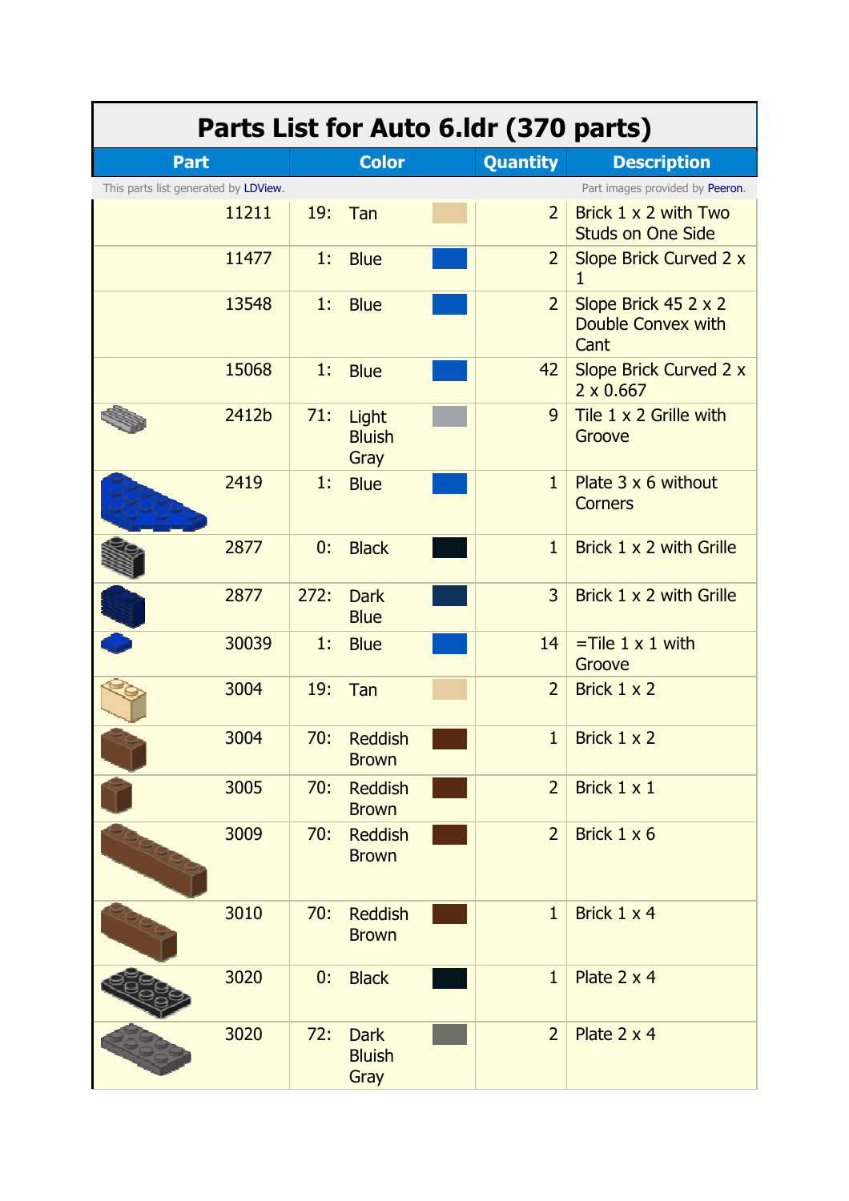# Parts List for Auto 6.ldr (370 parts)

| Part | Color | | Quantity | Description |
|---|---|---|---|---|
| This parts list generated by LDView. | | | | Part images provided by Peeron. |
| 11211 | 19: | Tan | 2 | Brick 1 x 2 with Two Studs on One Side |
| 11477 | 1: | Blue | 2 | Slope Brick Curved 2 x 1 |
| 13548 | 1: | Blue | 2 | Slope Brick 45 2 x 2 Double Convex with Cant |
| 15068 | 1: | Blue | 42 | Slope Brick Curved 2 x 2 x 0.667 |
| 2412b | 71: | Light Bluish Gray | 9 | Tile 1 x 2 Grille with Groove |
| 2419 | 1: | Blue | 1 | Plate 3 x 6 without Corners |
| 2877 | 0: | Black | 1 | Brick 1 x 2 with Grille |
| 2877 | 272: | Dark Blue | 3 | Brick 1 x 2 with Grille |
| 30039 | 1: | Blue | 14 | =Tile 1 x 1 with Groove |
| 3004 | 19: | Tan | 2 | Brick 1 x 2 |
| 3004 | 70: | Reddish Brown | 1 | Brick 1 x 2 |
| 3005 | 70: | Reddish Brown | 2 | Brick 1 x 1 |
| 3009 | 70: | Reddish Brown | 2 | Brick 1 x 6 |
| 3010 | 70: | Reddish Brown | 1 | Brick 1 x 4 |
| 3020 | 0: | Black | 1 | Plate 2 x 4 |
| 3020 | 72: | Dark Bluish Gray | 2 | Plate 2 x 4 |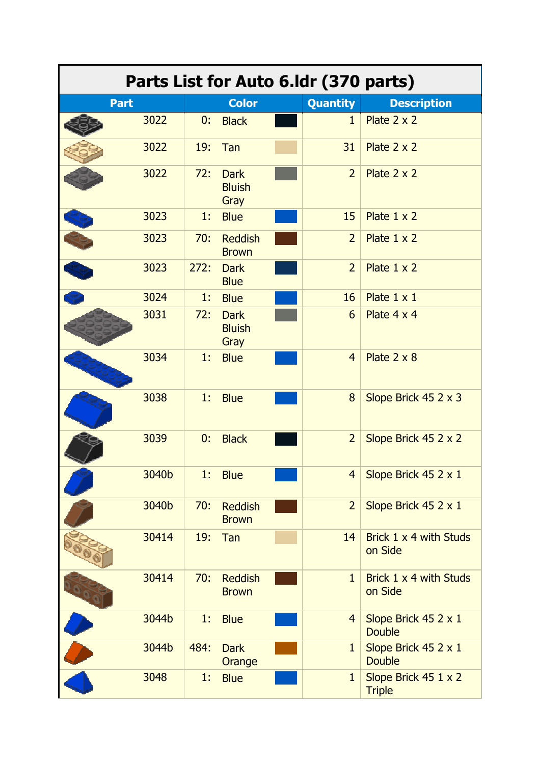# Parts List for Auto 6.ldr (370 parts)

| Part | Color | Quantity | Description |
|---|---|---|---|
| 3022 | 0: Black | 1 | Plate 2 x 2 |
| 3022 | 19: Tan | 31 | Plate 2 x 2 |
| 3022 | 72: Dark Bluish Gray | 2 | Plate 2 x 2 |
| 3023 | 1: Blue | 15 | Plate 1 x 2 |
| 3023 | 70: Reddish Brown | 2 | Plate 1 x 2 |
| 3023 | 272: Dark Blue | 2 | Plate 1 x 2 |
| 3024 | 1: Blue | 16 | Plate 1 x 1 |
| 3031 | 72: Dark Bluish Gray | 6 | Plate 4 x 4 |
| 3034 | 1: Blue | 4 | Plate 2 x 8 |
| 3038 | 1: Blue | 8 | Slope Brick 45 2 x 3 |
| 3039 | 0: Black | 2 | Slope Brick 45 2 x 2 |
| 3040b | 1: Blue | 4 | Slope Brick 45 2 x 1 |
| 3040b | 70: Reddish Brown | 2 | Slope Brick 45 2 x 1 |
| 30414 | 19: Tan | 14 | Brick 1 x 4 with Studs on Side |
| 30414 | 70: Reddish Brown | 1 | Brick 1 x 4 with Studs on Side |
| 3044b | 1: Blue | 4 | Slope Brick 45 2 x 1 Double |
| 3044b | 484: Dark Orange | 1 | Slope Brick 45 2 x 1 Double |
| 3048 | 1: Blue | 1 | Slope Brick 45 1 x 2 Triple |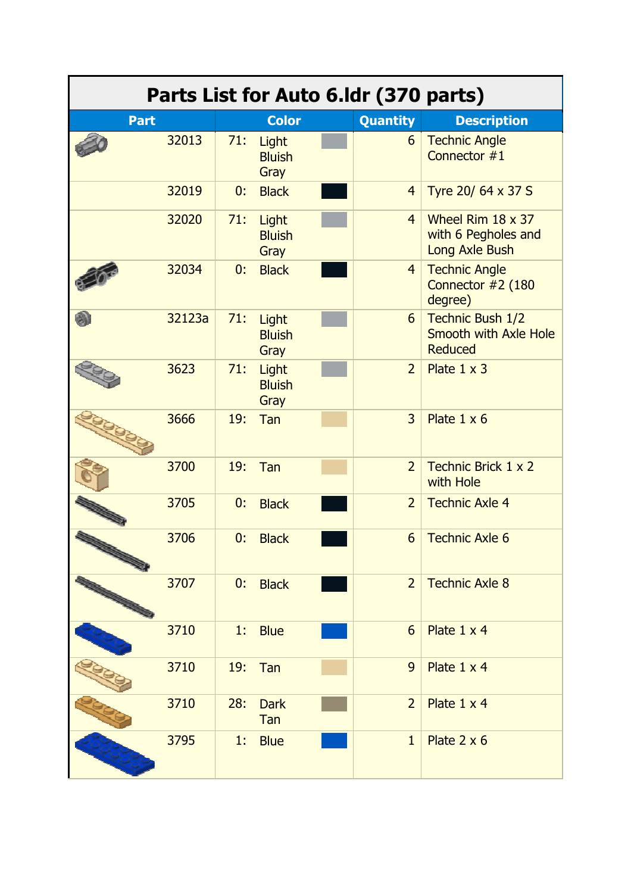# Parts List for Auto 6.ldr (370 parts)

| Part | Color | Quantity | Description |
|---|---|---|---|
| 32013 | 71: Light Bluish Gray | 6 | Technic Angle Connector #1 |
| 32019 | 0: Black | 4 | Tyre 20/ 64 x 37 S |
| 32020 | 71: Light Bluish Gray | 4 | Wheel Rim 18 x 37 with 6 Pegholes and Long Axle Bush |
| 32034 | 0: Black | 4 | Technic Angle Connector #2 (180 degree) |
| 32123a | 71: Light Bluish Gray | 6 | Technic Bush 1/2 Smooth with Axle Hole Reduced |
| 3623 | 71: Light Bluish Gray | 2 | Plate 1 x 3 |
| 3666 | 19: Tan | 3 | Plate 1 x 6 |
| 3700 | 19: Tan | 2 | Technic Brick 1 x 2 with Hole |
| 3705 | 0: Black | 2 | Technic Axle 4 |
| 3706 | 0: Black | 6 | Technic Axle 6 |
| 3707 | 0: Black | 2 | Technic Axle 8 |
| 3710 | 1: Blue | 6 | Plate 1 x 4 |
| 3710 | 19: Tan | 9 | Plate 1 x 4 |
| 3710 | 28: Dark Tan | 2 | Plate 1 x 4 |
| 3795 | 1: Blue | 1 | Plate 2 x 6 |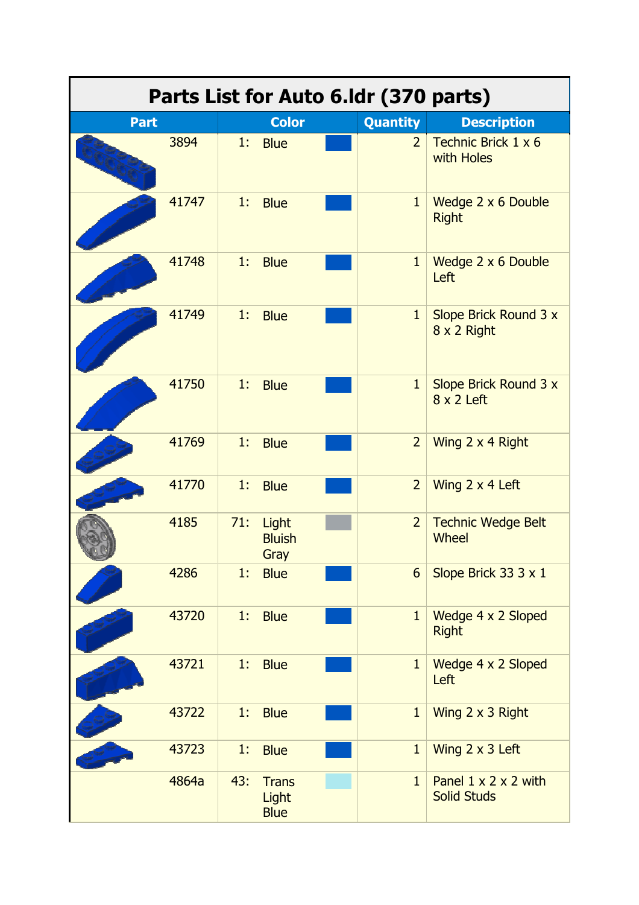# Parts List for Auto 6.ldr (370 parts)

| Part | Color | | Quantity | Description |
|---|---|---|---|---|
| 3894 | 1: | Blue | 2 | Technic Brick 1 x 6 with Holes |
| 41747 | 1: | Blue | 1 | Wedge 2 x 6 Double Right |
| 41748 | 1: | Blue | 1 | Wedge 2 x 6 Double Left |
| 41749 | 1: | Blue | 1 | Slope Brick Round 3 x 8 x 2 Right |
| 41750 | 1: | Blue | 1 | Slope Brick Round 3 x 8 x 2 Left |
| 41769 | 1: | Blue | 2 | Wing 2 x 4 Right |
| 41770 | 1: | Blue | 2 | Wing 2 x 4 Left |
| 4185 | 71: | Light Bluish Gray | 2 | Technic Wedge Belt Wheel |
| 4286 | 1: | Blue | 6 | Slope Brick 33 3 x 1 |
| 43720 | 1: | Blue | 1 | Wedge 4 x 2 Sloped Right |
| 43721 | 1: | Blue | 1 | Wedge 4 x 2 Sloped Left |
| 43722 | 1: | Blue | 1 | Wing 2 x 3 Right |
| 43723 | 1: | Blue | 1 | Wing 2 x 3 Left |
| 4864a | 43: | Trans Light Blue | 1 | Panel 1 x 2 x 2 with Solid Studs |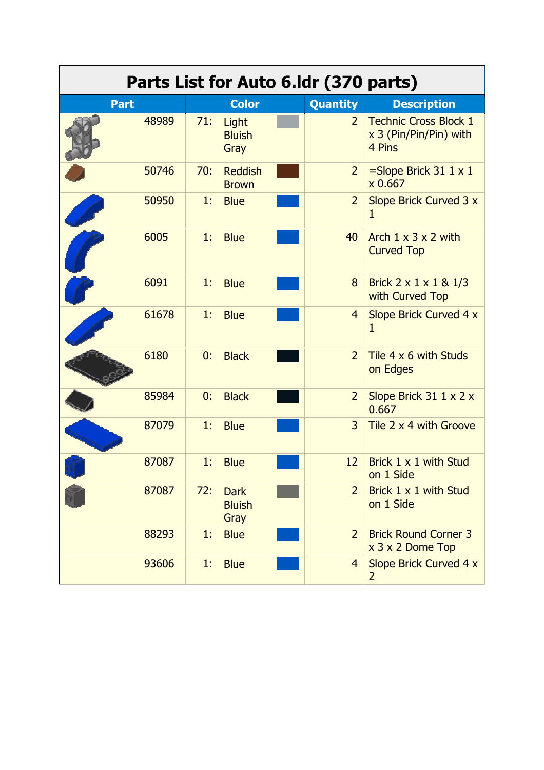# Parts List for Auto 6.ldr (370 parts)

| Part | Color | Quantity | Description |
|---|---|---|---|
| 48989 | 71: Light Bluish Gray | 2 | Technic Cross Block 1 x 3 (Pin/Pin/Pin) with 4 Pins |
| 50746 | 70: Reddish Brown | 2 | =Slope Brick 31 1 x 1 x 0.667 |
| 50950 | 1: Blue | 2 | Slope Brick Curved 3 x 1 |
| 6005 | 1: Blue | 40 | Arch 1 x 3 x 2 with Curved Top |
| 6091 | 1: Blue | 8 | Brick 2 x 1 x 1 & 1/3 with Curved Top |
| 61678 | 1: Blue | 4 | Slope Brick Curved 4 x 1 |
| 6180 | 0: Black | 2 | Tile 4 x 6 with Studs on Edges |
| 85984 | 0: Black | 2 | Slope Brick 31 1 x 2 x 0.667 |
| 87079 | 1: Blue | 3 | Tile 2 x 4 with Groove |
| 87087 | 1: Blue | 12 | Brick 1 x 1 with Stud on 1 Side |
| 87087 | 72: Dark Bluish Gray | 2 | Brick 1 x 1 with Stud on 1 Side |
| 88293 | 1: Blue | 2 | Brick Round Corner 3 x 3 x 2 Dome Top |
| 93606 | 1: Blue | 4 | Slope Brick Curved 4 x 2 |